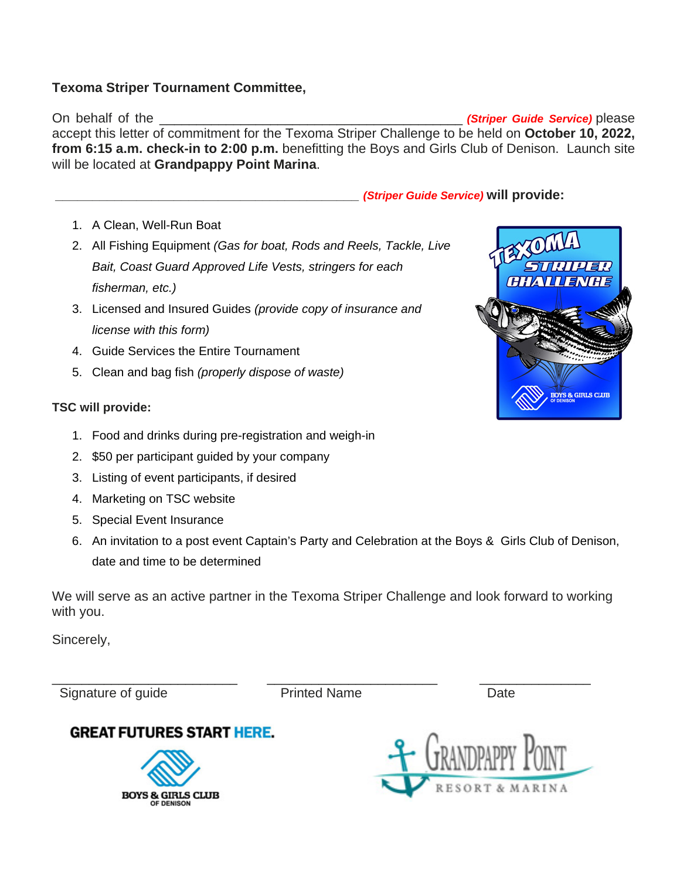**Texoma Striper Tournament Committee,**

On behalf of the ________________________________________ ***(Striper Guide Service)*** please accept this letter of commitment for the Texoma Striper Challenge to be held on **October 10, 2022, from 6:15 a.m. check-in to 2:00 p.m.** benefitting the Boys and Girls Club of Denison. Launch site will be located at **Grandpappy Point Marina**.

________________________________________ ***(Striper Guide Service)*** **will provide:**

1. A Clean, Well-Run Boat
2. All Fishing Equipment *(Gas for boat, Rods and Reels, Tackle, Live Bait, Coast Guard Approved Life Vests, stringers for each fisherman, etc.)*
3. Licensed and Insured Guides *(provide copy of insurance and license with this form)*
4. Guide Services the Entire Tournament
5. Clean and bag fish *(properly dispose of waste)*

**TSC will provide:**

1. Food and drinks during pre-registration and weigh-in
2. $50 per participant guided by your company
3. Listing of event participants, if desired
4. Marketing on TSC website
5. Special Event Insurance
6. An invitation to a post event Captain's Party and Celebration at the Boys & Girls Club of Denison, date and time to be determined

We will serve as an active partner in the Texoma Striper Challenge and look forward to working with you.

Sincerely,

_________________________ _________________________ _______________
Signature of guide Printed Name Date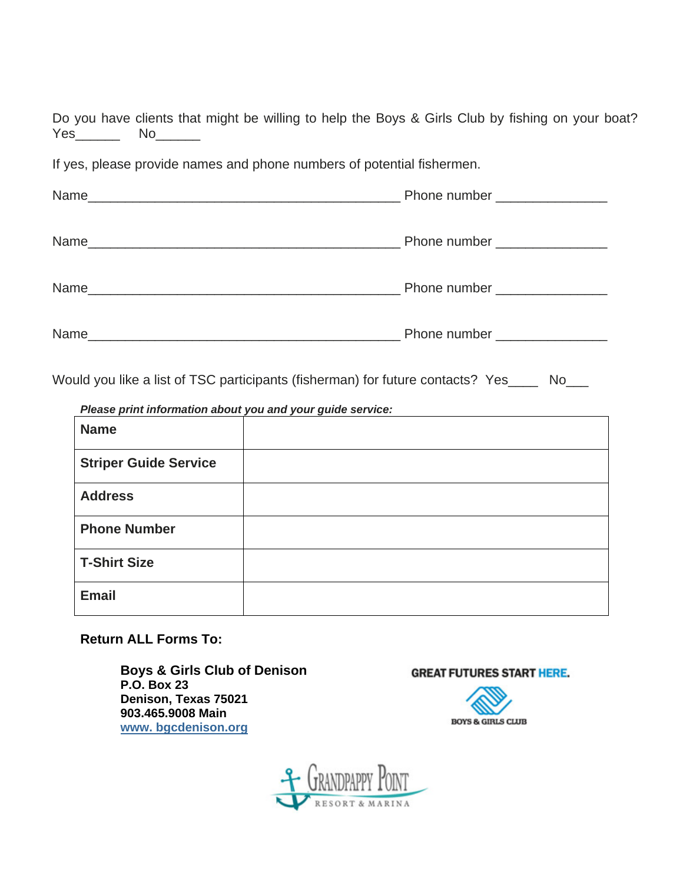Do you have clients that might be willing to help the Boys & Girls Club by fishing on your boat? Yes______ No______

If yes, please provide names and phone numbers of potential fishermen.

Name____________________________________________ Phone number _______________

Name____________________________________________ Phone number _______________

Name____________________________________________ Phone number _______________

Name____________________________________________ Phone number _______________

Would you like a list of TSC participants (fisherman) for future contacts? Yes____ No___

***Please print information about you and your guide service:***

| | |
|---|---|
| **Name** | |
| **Striper Guide Service** | |
| **Address** | |
| **Phone Number** | |
| **T-Shirt Size** | |
| **Email** | |

**Return ALL Forms To:**

**Boys & Girls Club of Denison**
**P.O. Box 23**
**Denison, Texas 75021**
**903.465.9008 Main**
**www. bgcdenison.org**

GREAT FUTURES START HERE.

BOYS & GIRLS CLUB

GRANDPAPPY POINT
RESORT & MARINA